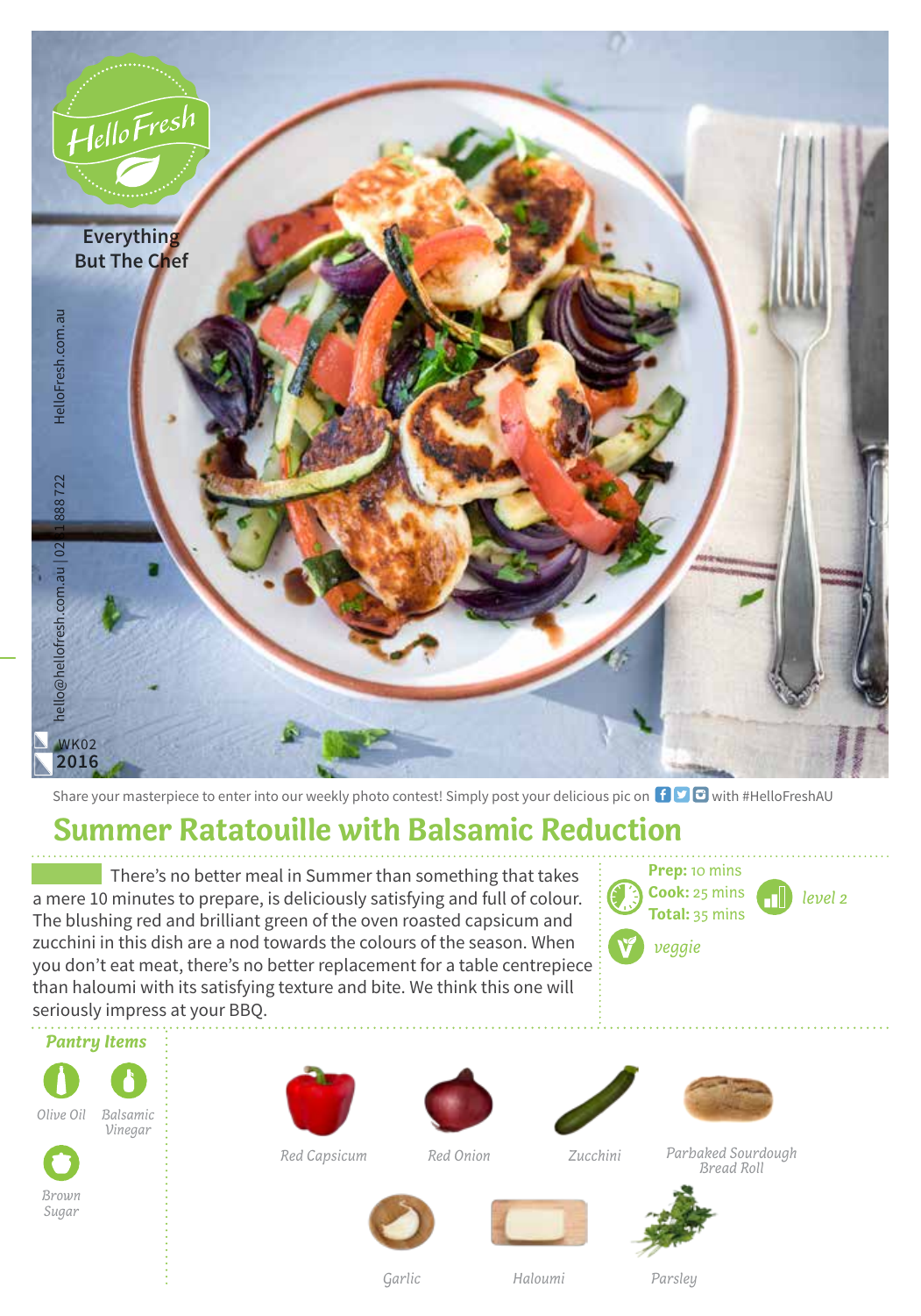HelloFresh

Everything But The Chef

HelloFresh.com.au

hello@hellofresh.com.au | 02 8188 8722

WK02 2016

Share your masterpiece to enter into our weekly photo contest! Simply post your delicious pic on with #HelloFreshAU

# Summer Ratatouille with Balsamic Reduction

There's no better meal in Summer than something that takes a mere 10 minutes to prepare, is deliciously satisfying and full of colour. The blushing red and brilliant green of the oven roasted capsicum and zucchini in this dish are a nod towards the colours of the season. When you don't eat meat, there's no better replacement for a table centrepiece than haloumi with its satisfying texture and bite. We think this one will seriously impress at your BBQ.

**Prep:** 10 mins
**Cook:** 25 mins
**Total:** 35 mins

*level 2*

*veggie*

### Pantry Items

- Olive Oil
- Balsamic Vinegar
- Brown Sugar

### Ingredients

- Red Capsicum
- Red Onion
- Zucchini
- Parbaked Sourdough Bread Roll
- Garlic
- Haloumi
- Parsley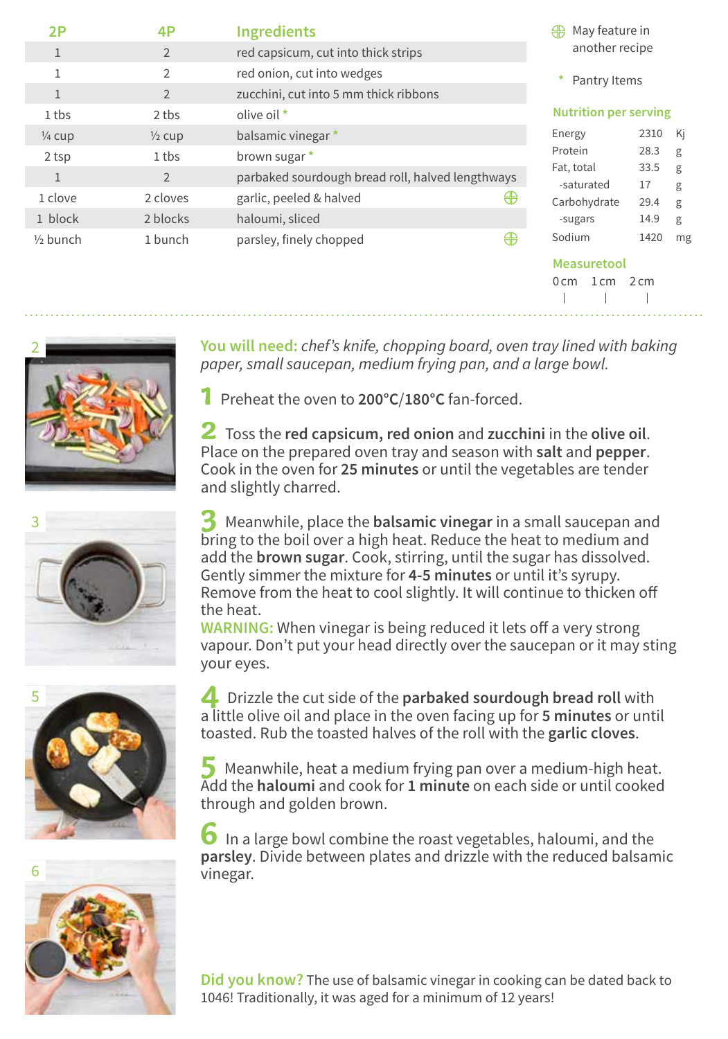| 2P | 4P | Ingredients | |
|---|---|---|---|
| 1 | 2 | red capsicum, cut into thick strips | |
| 1 | 2 | red onion, cut into wedges | |
| 1 | 2 | zucchini, cut into 5 mm thick ribbons | |
| 1 tbs | 2 tbs | olive oil * | |
| ¼ cup | ½ cup | balsamic vinegar * | |
| 2 tsp | 1 tbs | brown sugar * | |
| 1 | 2 | parbaked sourdough bread roll, halved lengthways | |
| 1 clove | 2 cloves | garlic, peeled & halved | ⊕ |
| 1 block | 2 blocks | haloumi, sliced | |
| ½ bunch | 1 bunch | parsley, finely chopped | ⊕ |

⊕ May feature in another recipe

\* Pantry Items

**Nutrition per serving**

| | | |
|---|---|---|
| Energy | 2310 | Kj |
| Protein | 28.3 | g |
| Fat, total | 33.5 | g |
| -saturated | 17 | g |
| Carbohydrate | 29.4 | g |
| -sugars | 14.9 | g |
| Sodium | 1420 | mg |

**Measuretool**

0 cm 1 cm 2 cm

**You will need:** *chef's knife, chopping board, oven tray lined with baking paper, small saucepan, medium frying pan, and a large bowl.*

**1** Preheat the oven to **200°C/180°C** fan-forced.

**2** Toss the **red capsicum, red onion** and **zucchini** in the **olive oil**. Place on the prepared oven tray and season with **salt** and **pepper**. Cook in the oven for **25 minutes** or until the vegetables are tender and slightly charred.

**3** Meanwhile, place the **balsamic vinegar** in a small saucepan and bring to the boil over a high heat. Reduce the heat to medium and add the **brown sugar**. Cook, stirring, until the sugar has dissolved. Gently simmer the mixture for **4-5 minutes** or until it's syrupy. Remove from the heat to cool slightly. It will continue to thicken off the heat.

**WARNING:** When vinegar is being reduced it lets off a very strong vapour. Don't put your head directly over the saucepan or it may sting your eyes.

**4** Drizzle the cut side of the **parbaked sourdough bread roll** with a little olive oil and place in the oven facing up for **5 minutes** or until toasted. Rub the toasted halves of the roll with the **garlic cloves**.

**5** Meanwhile, heat a medium frying pan over a medium-high heat. Add the **haloumi** and cook for **1 minute** on each side or until cooked through and golden brown.

**6** In a large bowl combine the roast vegetables, haloumi, and the **parsley**. Divide between plates and drizzle with the reduced balsamic vinegar.

**Did you know?** The use of balsamic vinegar in cooking can be dated back to 1046! Traditionally, it was aged for a minimum of 12 years!